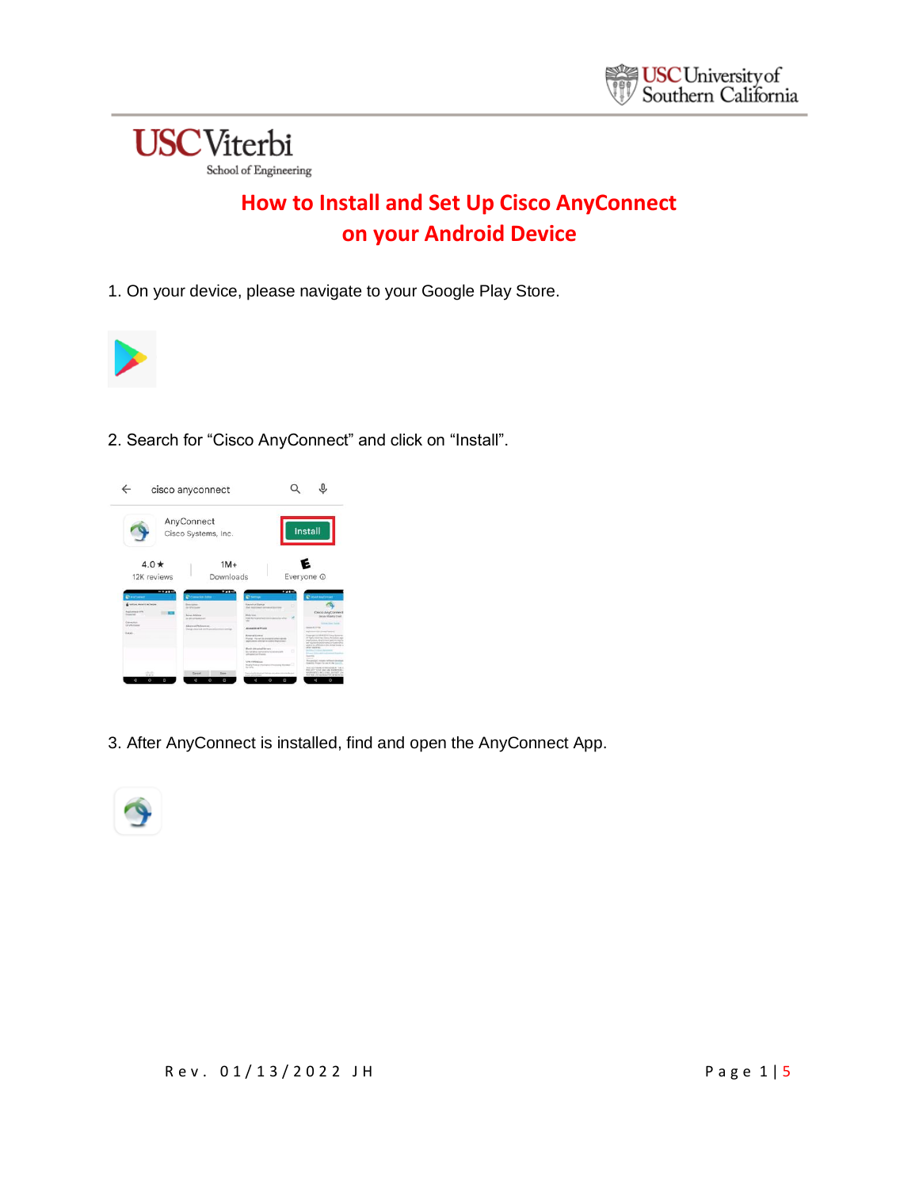# How to Install and Set Up Cisco AnyConnect on your Android Device

1. On your device, please navigate to your Google Play Store.

2. Search for "Cisco AnyConnect" and click on "Install".

3. After AnyConnect is installed, find and open the AnyConnect App.

Rev. 01/13/2022 JH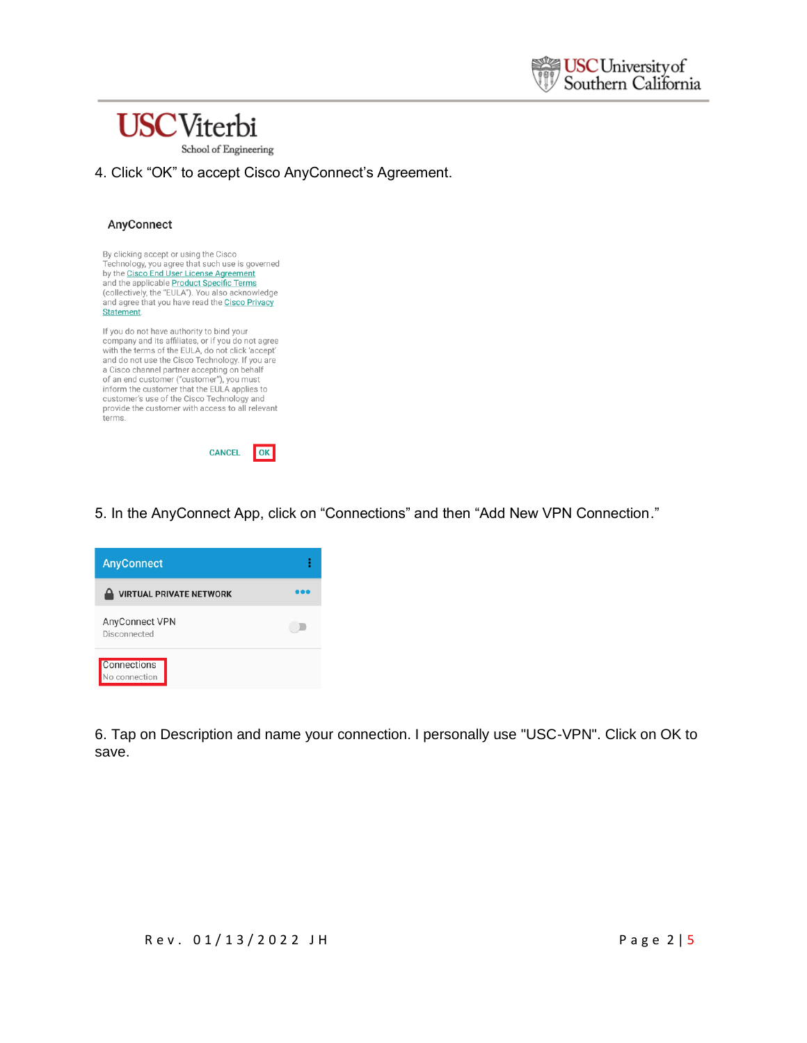4. Click “OK” to accept Cisco AnyConnect’s Agreement.

5. In the AnyConnect App, click on “Connections” and then “Add New VPN Connection.”

6. Tap on Description and name your connection. I personally use "USC-VPN". Click on OK to save.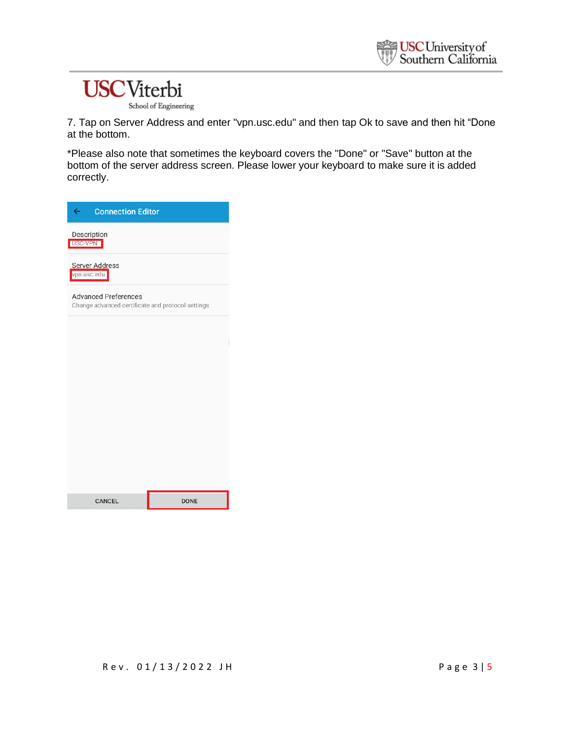7. Tap on Server Address and enter "vpn.usc.edu" and then tap Ok to save and then hit “Done at the bottom.

*Please also note that sometimes the keyboard covers the "Done" or "Save" button at the bottom of the server address screen. Please lower your keyboard to make sure it is added correctly.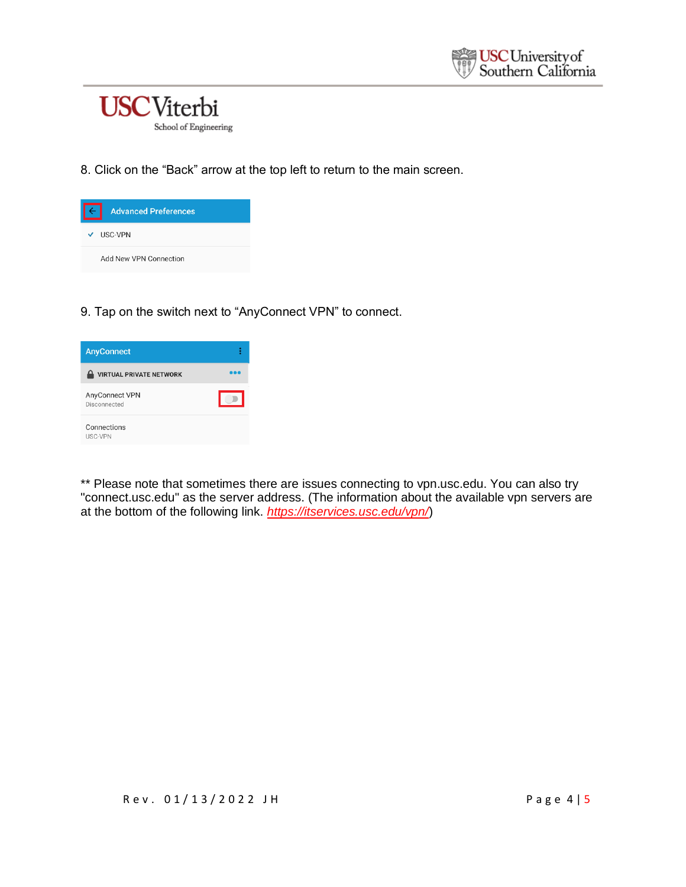8. Click on the “Back” arrow at the top left to return to the main screen.

9. Tap on the switch next to “AnyConnect VPN” to connect.

** Please note that sometimes there are issues connecting to vpn.usc.edu. You can also try "connect.usc.edu" as the server address. (The information about the available vpn servers are at the bottom of the following link. [https://itservices.usc.edu/vpn/](https://itservices.usc.edu/vpn/))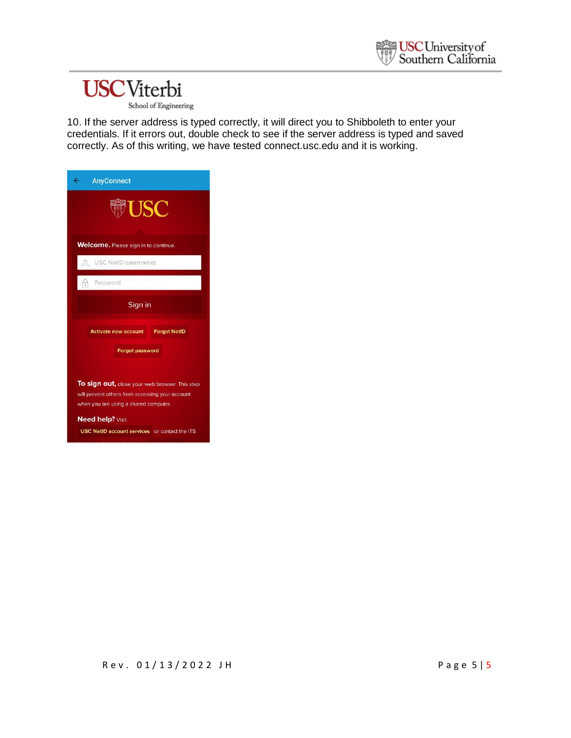10. If the server address is typed correctly, it will direct you to Shibboleth to enter your credentials. If it errors out, double check to see if the server address is typed and saved correctly. As of this writing, we have tested connect.usc.edu and it is working.

AnyConnect

USC

**Welcome.** Please sign in to continue.

USC NetID (username)

Password

Sign in

Activate new account

Forgot NetID

Forgot password

**To sign out,** close your web browser. This step will prevent others from accessing your account when you are using a shared computer.

**Need help?** Visit USC NetID account services or contact the ITS